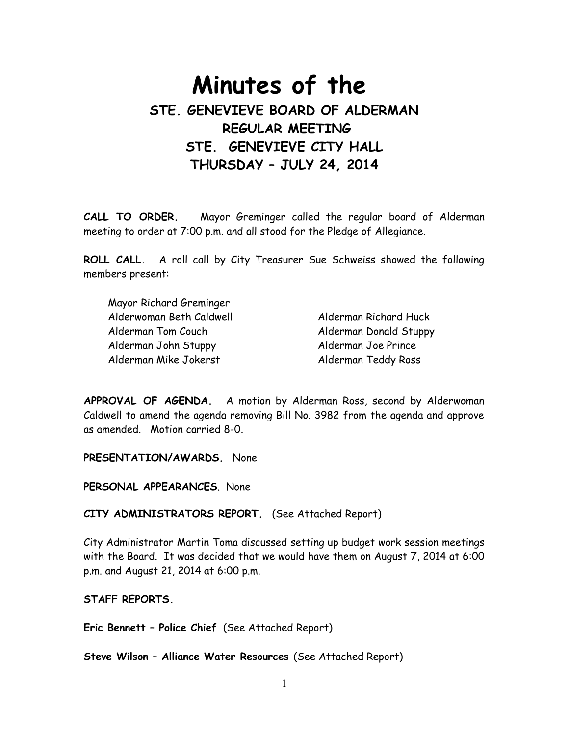# Minutes of the

## STE. GENEVIEVE BOARD OF ALDERMAN
## REGULAR MEETING
## STE. GENEVIEVE CITY HALL
## THURSDAY – JULY 24, 2014

**CALL TO ORDER.** Mayor Greminger called the regular board of Alderman meeting to order at 7:00 p.m. and all stood for the Pledge of Allegiance.

**ROLL CALL.** A roll call by City Treasurer Sue Schweiss showed the following members present:

Mayor Richard Greminger
Alderwoman Beth Caldwell
Alderman Tom Couch
Alderman John Stuppy
Alderman Mike Jokerst
Alderman Richard Huck
Alderman Donald Stuppy
Alderman Joe Prince
Alderman Teddy Ross

**APPROVAL OF AGENDA.** A motion by Alderman Ross, second by Alderwoman Caldwell to amend the agenda removing Bill No. 3982 from the agenda and approve as amended. Motion carried 8-0.

**PRESENTATION/AWARDS.** None

**PERSONAL APPEARANCES**. None

**CITY ADMINISTRATORS REPORT.** (See Attached Report)

City Administrator Martin Toma discussed setting up budget work session meetings with the Board. It was decided that we would have them on August 7, 2014 at 6:00 p.m. and August 21, 2014 at 6:00 p.m.

**STAFF REPORTS.**

**Eric Bennett – Police Chief** (See Attached Report)

**Steve Wilson – Alliance Water Resources** (See Attached Report)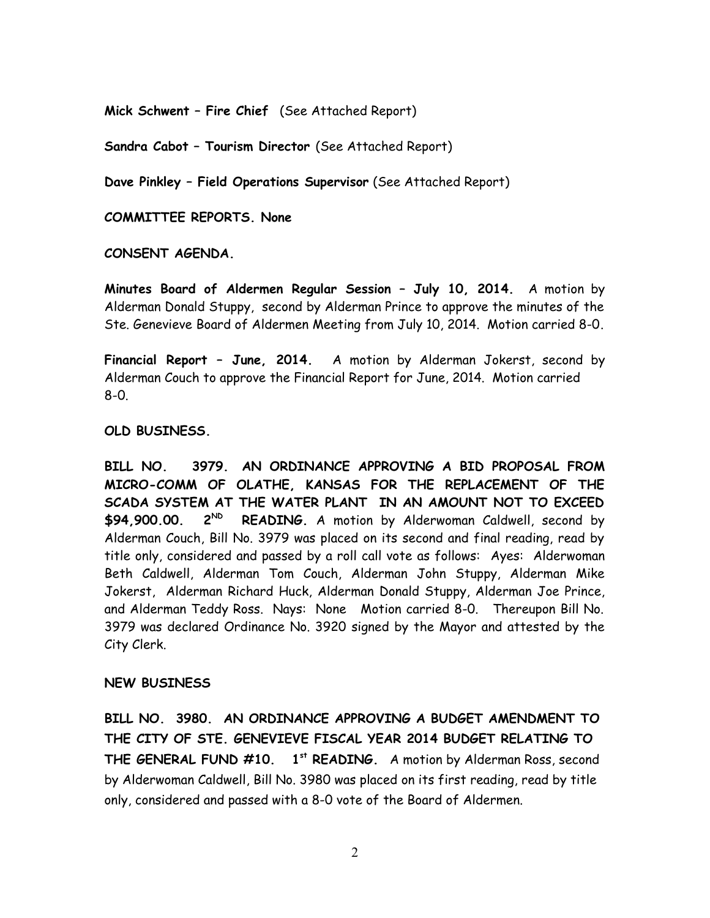**Mick Schwent – Fire Chief** (See Attached Report)

**Sandra Cabot – Tourism Director** (See Attached Report)

**Dave Pinkley – Field Operations Supervisor** (See Attached Report)

**COMMITTEE REPORTS. None**

**CONSENT AGENDA.**

**Minutes Board of Aldermen Regular Session – July 10, 2014.** A motion by Alderman Donald Stuppy, second by Alderman Prince to approve the minutes of the Ste. Genevieve Board of Aldermen Meeting from July 10, 2014. Motion carried 8-0.

**Financial Report – June, 2014.** A motion by Alderman Jokerst, second by Alderman Couch to approve the Financial Report for June, 2014. Motion carried 8-0.

**OLD BUSINESS.**

**BILL NO. 3979. AN ORDINANCE APPROVING A BID PROPOSAL FROM MICRO-COMM OF OLATHE, KANSAS FOR THE REPLACEMENT OF THE SCADA SYSTEM AT THE WATER PLANT IN AN AMOUNT NOT TO EXCEED $94,900.00. 2ND READING.** A motion by Alderwoman Caldwell, second by Alderman Couch, Bill No. 3979 was placed on its second and final reading, read by title only, considered and passed by a roll call vote as follows: Ayes: Alderwoman Beth Caldwell, Alderman Tom Couch, Alderman John Stuppy, Alderman Mike Jokerst, Alderman Richard Huck, Alderman Donald Stuppy, Alderman Joe Prince, and Alderman Teddy Ross. Nays: None Motion carried 8-0. Thereupon Bill No. 3979 was declared Ordinance No. 3920 signed by the Mayor and attested by the City Clerk.

**NEW BUSINESS**

**BILL NO. 3980. AN ORDINANCE APPROVING A BUDGET AMENDMENT TO THE CITY OF STE. GENEVIEVE FISCAL YEAR 2014 BUDGET RELATING TO THE GENERAL FUND #10. 1st READING.** A motion by Alderman Ross, second by Alderwoman Caldwell, Bill No. 3980 was placed on its first reading, read by title only, considered and passed with a 8-0 vote of the Board of Aldermen.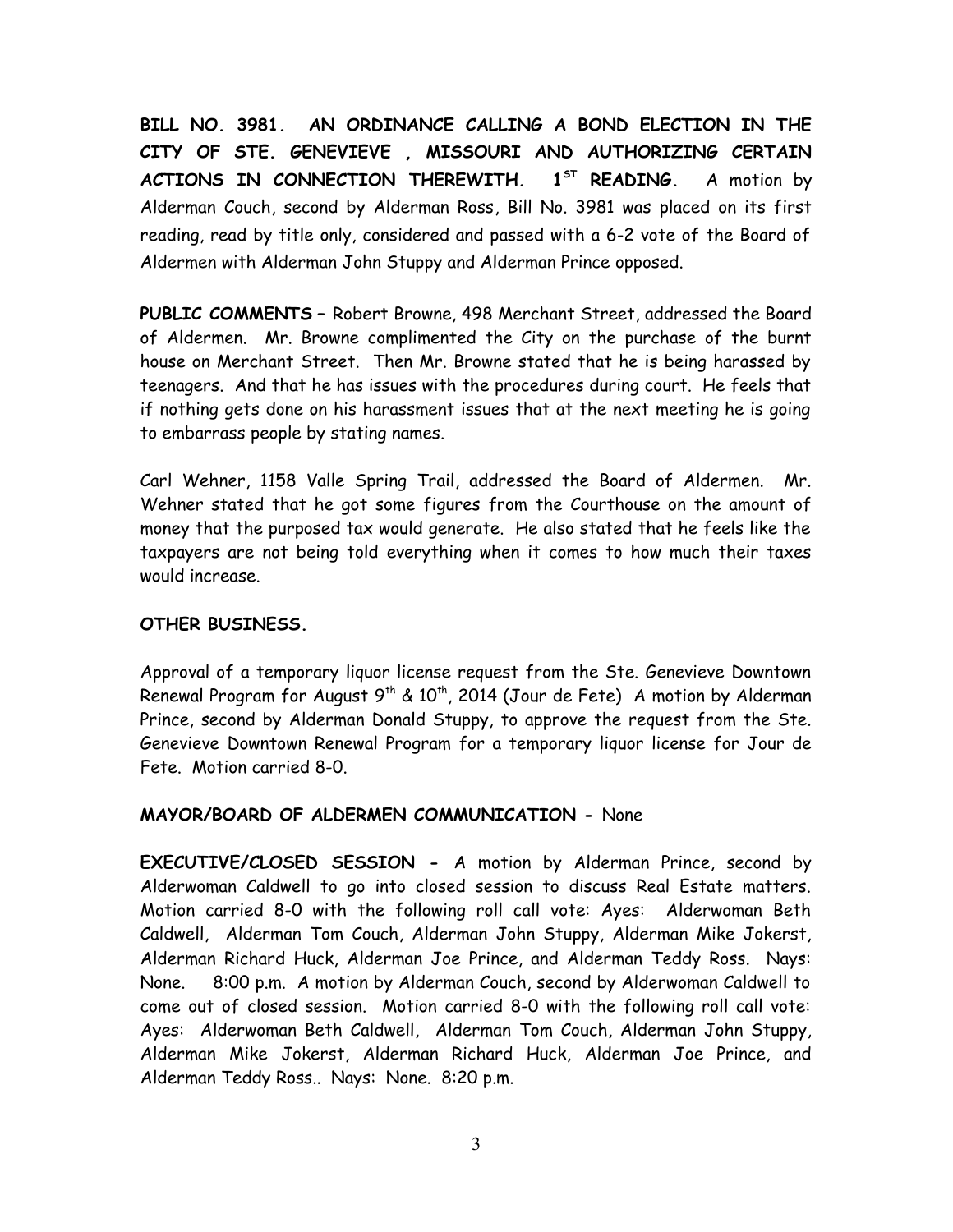**BILL NO. 3981. AN ORDINANCE CALLING A BOND ELECTION IN THE CITY OF STE. GENEVIEVE , MISSOURI AND AUTHORIZING CERTAIN ACTIONS IN CONNECTION THEREWITH. 1ST READING.** A motion by Alderman Couch, second by Alderman Ross, Bill No. 3981 was placed on its first reading, read by title only, considered and passed with a 6-2 vote of the Board of Aldermen with Alderman John Stuppy and Alderman Prince opposed.

**PUBLIC COMMENTS** – Robert Browne, 498 Merchant Street, addressed the Board of Aldermen. Mr. Browne complimented the City on the purchase of the burnt house on Merchant Street. Then Mr. Browne stated that he is being harassed by teenagers. And that he has issues with the procedures during court. He feels that if nothing gets done on his harassment issues that at the next meeting he is going to embarrass people by stating names.

Carl Wehner, 1158 Valle Spring Trail, addressed the Board of Aldermen. Mr. Wehner stated that he got some figures from the Courthouse on the amount of money that the purposed tax would generate. He also stated that he feels like the taxpayers are not being told everything when it comes to how much their taxes would increase.

**OTHER BUSINESS.**

Approval of a temporary liquor license request from the Ste. Genevieve Downtown Renewal Program for August 9th & 10th, 2014 (Jour de Fete) A motion by Alderman Prince, second by Alderman Donald Stuppy, to approve the request from the Ste. Genevieve Downtown Renewal Program for a temporary liquor license for Jour de Fete. Motion carried 8-0.

**MAYOR/BOARD OF ALDERMEN COMMUNICATION -** None

**EXECUTIVE/CLOSED SESSION -** A motion by Alderman Prince, second by Alderwoman Caldwell to go into closed session to discuss Real Estate matters. Motion carried 8-0 with the following roll call vote: Ayes: Alderwoman Beth Caldwell, Alderman Tom Couch, Alderman John Stuppy, Alderman Mike Jokerst, Alderman Richard Huck, Alderman Joe Prince, and Alderman Teddy Ross. Nays: None. 8:00 p.m. A motion by Alderman Couch, second by Alderwoman Caldwell to come out of closed session. Motion carried 8-0 with the following roll call vote: Ayes: Alderwoman Beth Caldwell, Alderman Tom Couch, Alderman John Stuppy, Alderman Mike Jokerst, Alderman Richard Huck, Alderman Joe Prince, and Alderman Teddy Ross.. Nays: None. 8:20 p.m.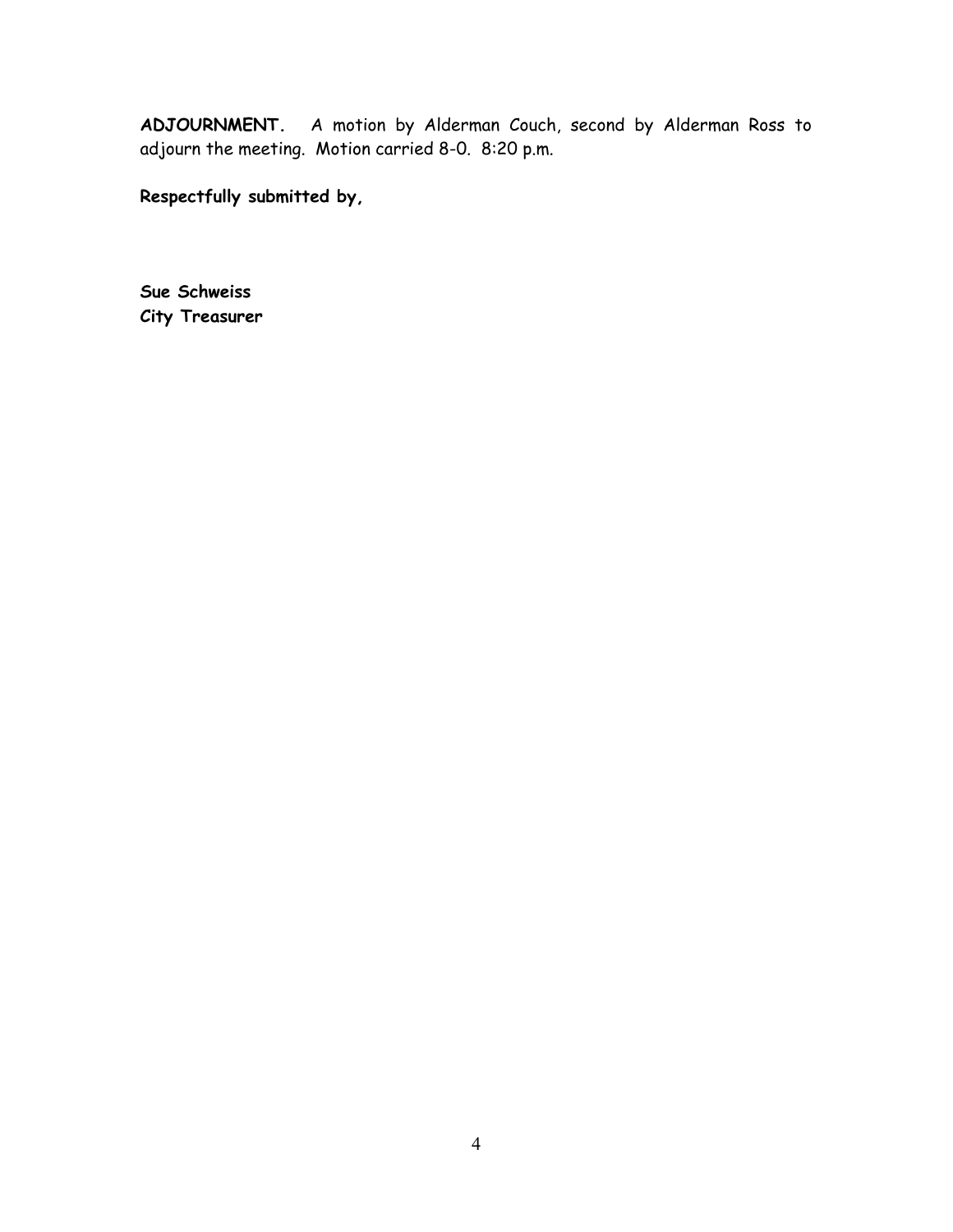**ADJOURNMENT.** A motion by Alderman Couch, second by Alderman Ross to adjourn the meeting. Motion carried 8-0. 8:20 p.m.

**Respectfully submitted by,**

**Sue Schweiss**
**City Treasurer**